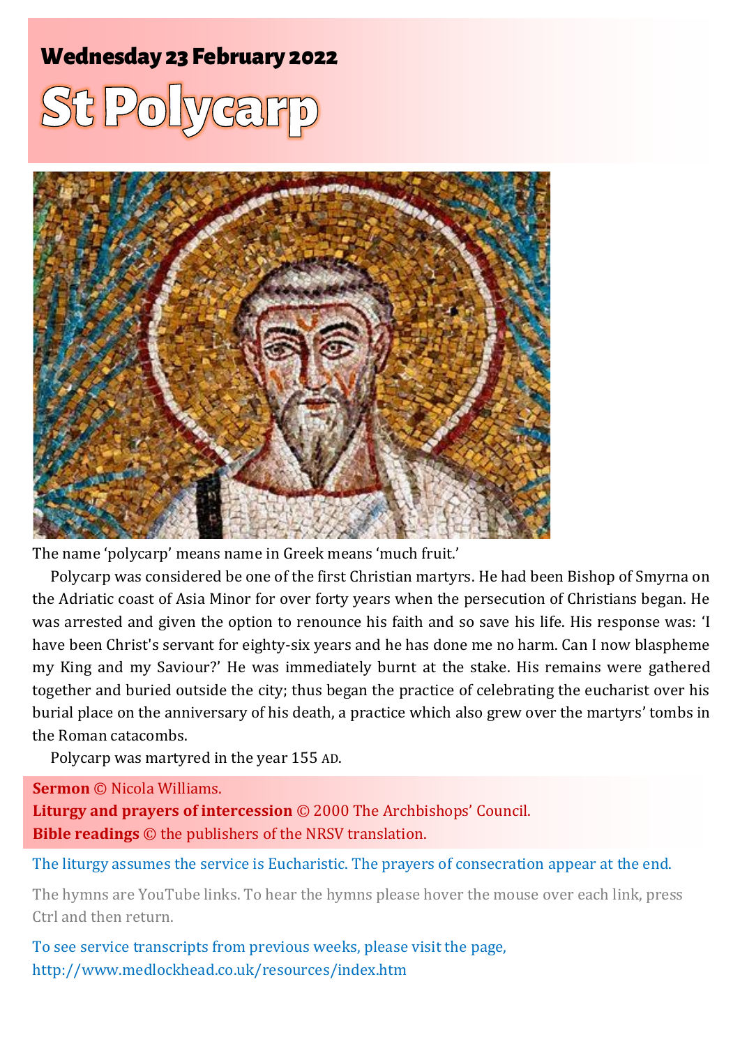## Wednesday 23 February 2022

# St Polycarp

The name 'polycarp' means name in Greek means 'much fruit.'

Polycarp was considered be one of the first Christian martyrs. He had been Bishop of Smyrna on the Adriatic coast of Asia Minor for over forty years when the persecution of Christians began. He was arrested and given the option to renounce his faith and so save his life. His response was: 'I have been Christ's servant for eighty-six years and he has done me no harm. Can I now blaspheme my King and my Saviour?' He was immediately burnt at the stake. His remains were gathered together and buried outside the city; thus began the practice of celebrating the eucharist over his burial place on the anniversary of his death, a practice which also grew over the martyrs' tombs in the Roman catacombs.

Polycarp was martyred in the year 155 AD.

**Sermon** © Nicola Williams.
**Liturgy and prayers of intercession** © 2000 The Archbishops' Council.
**Bible readings** © the publishers of the NRSV translation.

The liturgy assumes the service is Eucharistic. The prayers of consecration appear at the end.

The hymns are YouTube links. To hear the hymns please hover the mouse over each link, press Ctrl and then return.

To see service transcripts from previous weeks, please visit the page,
http://www.medlockhead.co.uk/resources/index.htm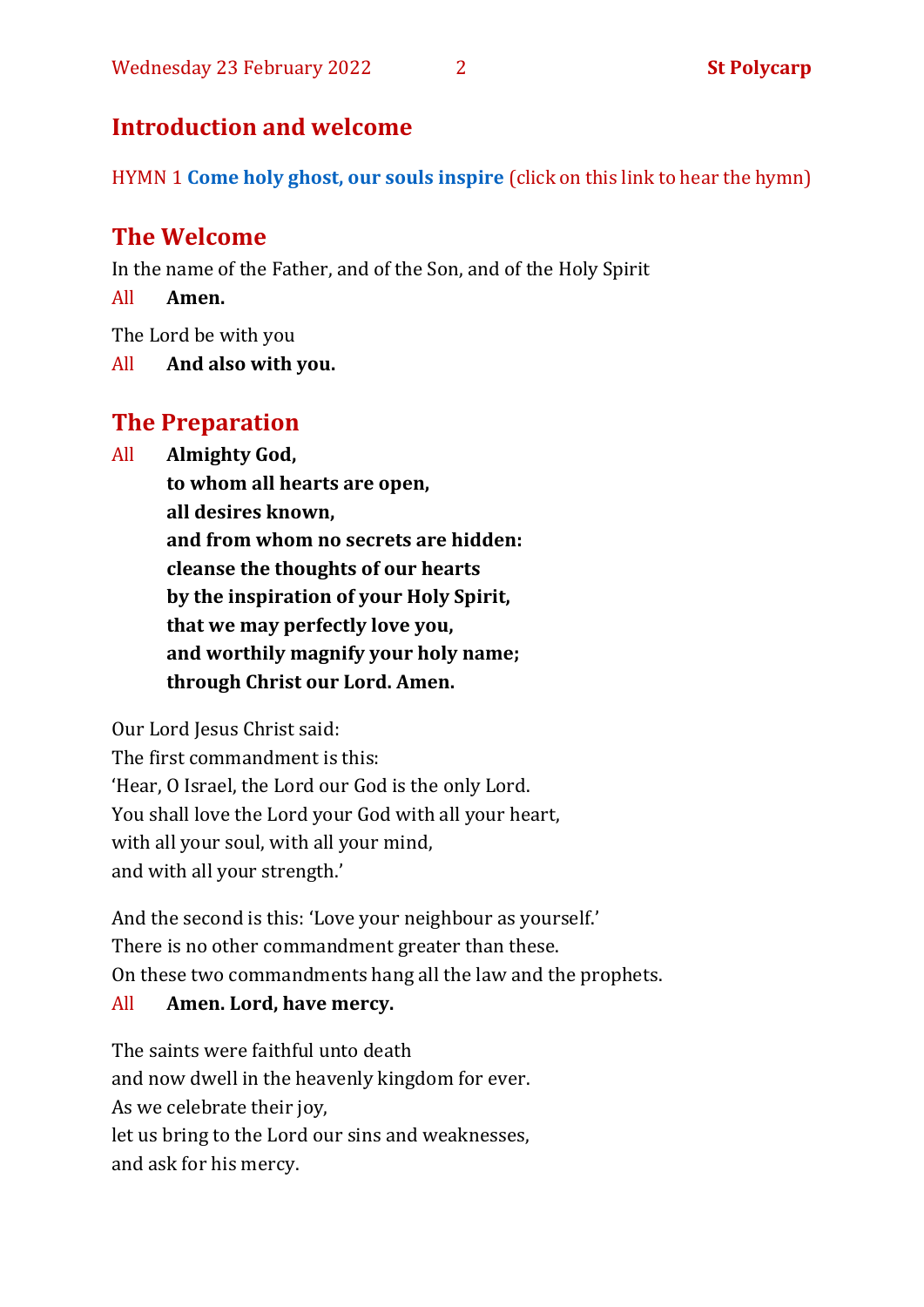## Introduction and welcome

HYMN 1 **Come holy ghost, our souls inspire** (click on this link to hear the hymn)

## The Welcome

In the name of the Father, and of the Son, and of the Holy Spirit

All **Amen.**

The Lord be with you

All **And also with you.**

## The Preparation

All **Almighty God,**
**to whom all hearts are open,**
**all desires known,**
**and from whom no secrets are hidden:**
**cleanse the thoughts of our hearts**
**by the inspiration of your Holy Spirit,**
**that we may perfectly love you,**
**and worthily magnify your holy name;**
**through Christ our Lord. Amen.**

Our Lord Jesus Christ said:
The first commandment is this:
'Hear, O Israel, the Lord our God is the only Lord.
You shall love the Lord your God with all your heart,
with all your soul, with all your mind,
and with all your strength.'

And the second is this: 'Love your neighbour as yourself.'
There is no other commandment greater than these.
On these two commandments hang all the law and the prophets.

All **Amen. Lord, have mercy.**

The saints were faithful unto death
and now dwell in the heavenly kingdom for ever.
As we celebrate their joy,
let us bring to the Lord our sins and weaknesses,
and ask for his mercy.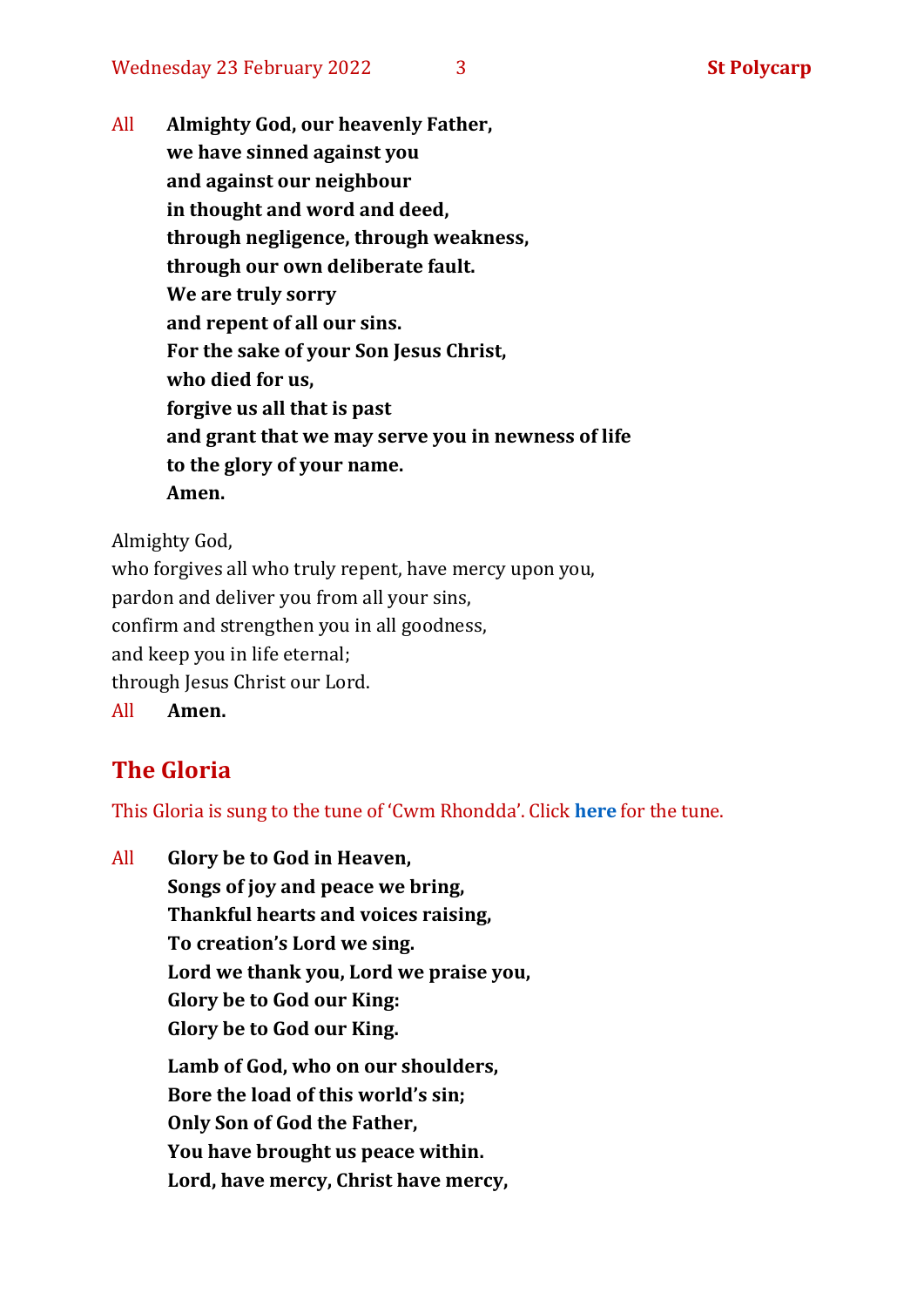All **Almighty God, our heavenly Father,**
**we have sinned against you**
**and against our neighbour**
**in thought and word and deed,**
**through negligence, through weakness,**
**through our own deliberate fault.**
**We are truly sorry**
**and repent of all our sins.**
**For the sake of your Son Jesus Christ,**
**who died for us,**
**forgive us all that is past**
**and grant that we may serve you in newness of life**
**to the glory of your name.**
**Amen.**

Almighty God,
who forgives all who truly repent, have mercy upon you,
pardon and deliver you from all your sins,
confirm and strengthen you in all goodness,
and keep you in life eternal;
through Jesus Christ our Lord.

All **Amen.**

## The Gloria

This Gloria is sung to the tune of 'Cwm Rhondda'. Click **here** for the tune.

All **Glory be to God in Heaven,**
**Songs of joy and peace we bring,**
**Thankful hearts and voices raising,**
**To creation's Lord we sing.**
**Lord we thank you, Lord we praise you,**
**Glory be to God our King:**
**Glory be to God our King.**

**Lamb of God, who on our shoulders,**
**Bore the load of this world's sin;**
**Only Son of God the Father,**
**You have brought us peace within.**
**Lord, have mercy, Christ have mercy,**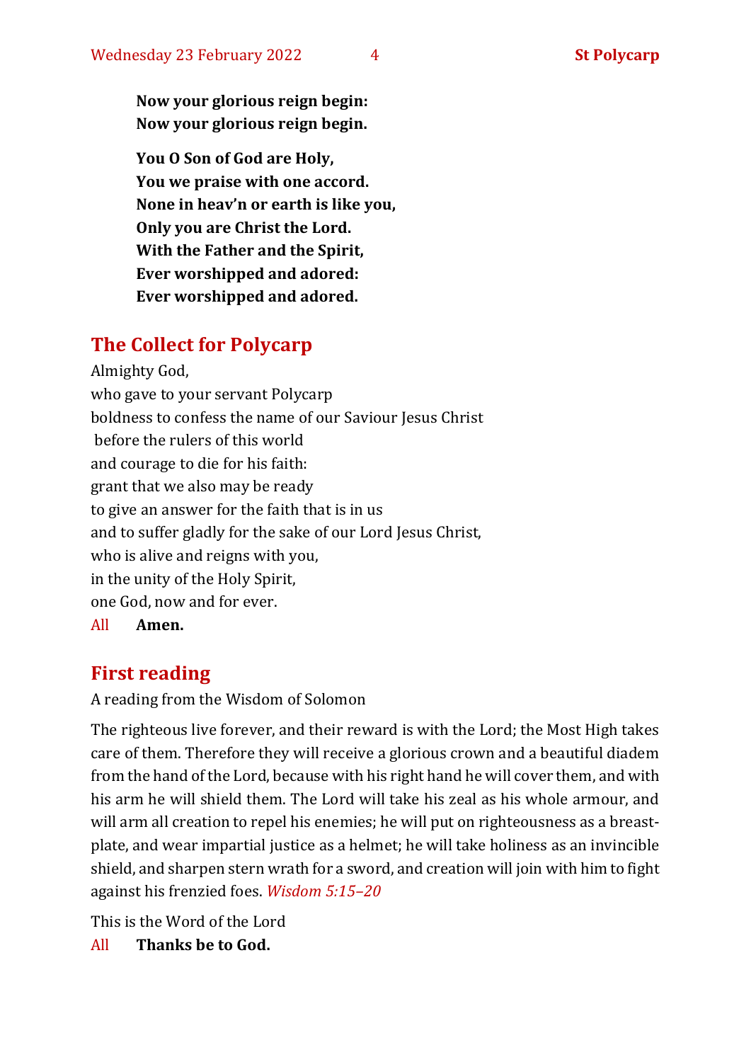**Now your glorious reign begin:**
**Now your glorious reign begin.**

**You O Son of God are Holy,**
**You we praise with one accord.**
**None in heav'n or earth is like you,**
**Only you are Christ the Lord.**
**With the Father and the Spirit,**
**Ever worshipped and adored:**
**Ever worshipped and adored.**

## The Collect for Polycarp

Almighty God,
who gave to your servant Polycarp
boldness to confess the name of our Saviour Jesus Christ
before the rulers of this world
and courage to die for his faith:
grant that we also may be ready
to give an answer for the faith that is in us
and to suffer gladly for the sake of our Lord Jesus Christ,
who is alive and reigns with you,
in the unity of the Holy Spirit,
one God, now and for ever.

All **Amen.**

## First reading

A reading from the Wisdom of Solomon

The righteous live forever, and their reward is with the Lord; the Most High takes care of them. Therefore they will receive a glorious crown and a beautiful diadem from the hand of the Lord, because with his right hand he will cover them, and with his arm he will shield them. The Lord will take his zeal as his whole armour, and will arm all creation to repel his enemies; he will put on righteousness as a breastplate, and wear impartial justice as a helmet; he will take holiness as an invincible shield, and sharpen stern wrath for a sword, and creation will join with him to fight against his frenzied foes. *Wisdom 5:15–20*

This is the Word of the Lord

All **Thanks be to God.**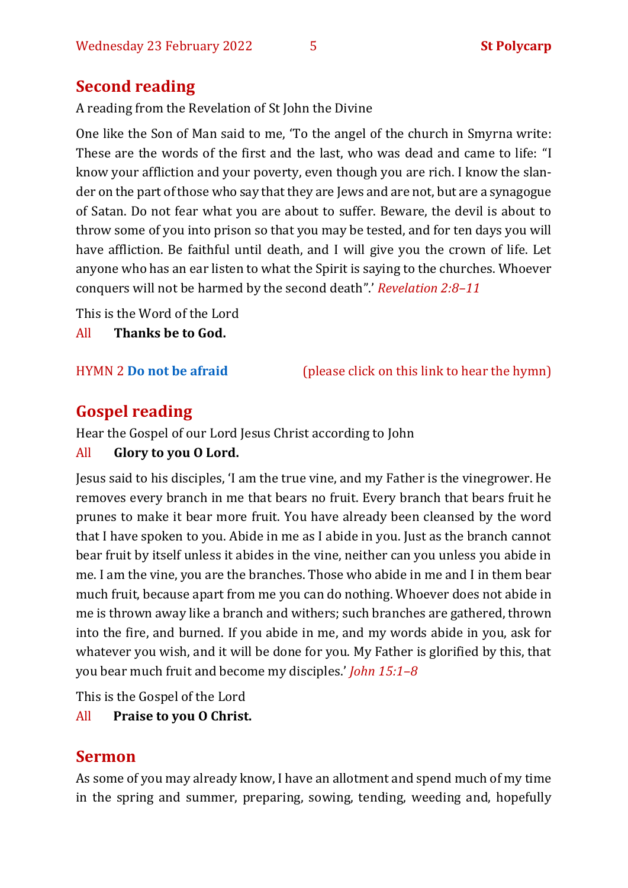## Second reading

A reading from the Revelation of St John the Divine

One like the Son of Man said to me, 'To the angel of the church in Smyrna write: These are the words of the first and the last, who was dead and came to life: "I know your affliction and your poverty, even though you are rich. I know the slander on the part of those who say that they are Jews and are not, but are a synagogue of Satan. Do not fear what you are about to suffer. Beware, the devil is about to throw some of you into prison so that you may be tested, and for ten days you will have affliction. Be faithful until death, and I will give you the crown of life. Let anyone who has an ear listen to what the Spirit is saying to the churches. Whoever conquers will not be harmed by the second death".' *Revelation 2:8–11*

This is the Word of the Lord

All **Thanks be to God.**

HYMN 2 **Do not be afraid** (please click on this link to hear the hymn)

## Gospel reading

Hear the Gospel of our Lord Jesus Christ according to John

All **Glory to you O Lord.**

Jesus said to his disciples, 'I am the true vine, and my Father is the vinegrower. He removes every branch in me that bears no fruit. Every branch that bears fruit he prunes to make it bear more fruit. You have already been cleansed by the word that I have spoken to you. Abide in me as I abide in you. Just as the branch cannot bear fruit by itself unless it abides in the vine, neither can you unless you abide in me. I am the vine, you are the branches. Those who abide in me and I in them bear much fruit, because apart from me you can do nothing. Whoever does not abide in me is thrown away like a branch and withers; such branches are gathered, thrown into the fire, and burned. If you abide in me, and my words abide in you, ask for whatever you wish, and it will be done for you. My Father is glorified by this, that you bear much fruit and become my disciples.' *John 15:1–8*

This is the Gospel of the Lord

All **Praise to you O Christ.**

## Sermon

As some of you may already know, I have an allotment and spend much of my time in the spring and summer, preparing, sowing, tending, weeding and, hopefully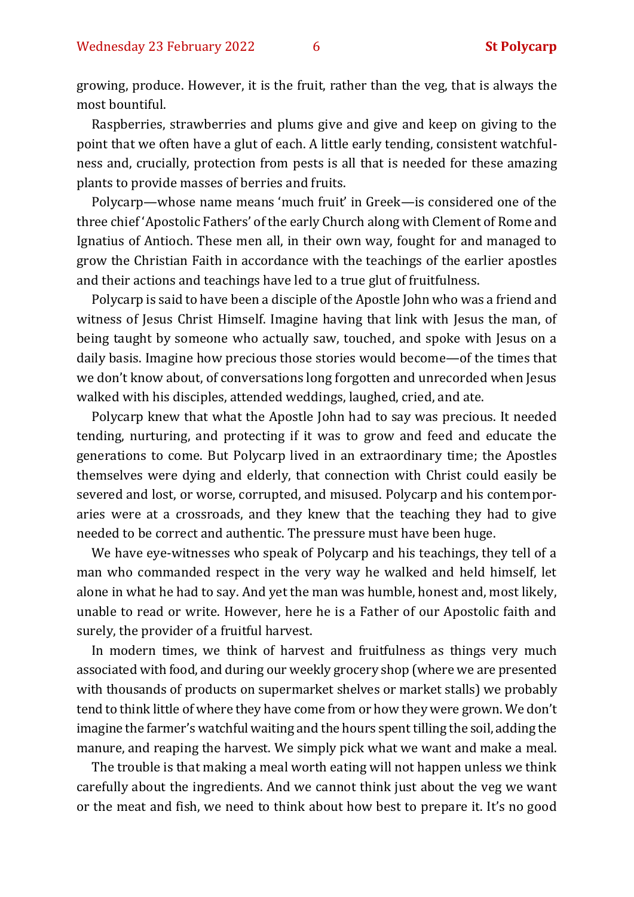growing, produce. However, it is the fruit, rather than the veg, that is always the most bountiful.

Raspberries, strawberries and plums give and give and keep on giving to the point that we often have a glut of each. A little early tending, consistent watchfulness and, crucially, protection from pests is all that is needed for these amazing plants to provide masses of berries and fruits.

Polycarp—whose name means 'much fruit' in Greek—is considered one of the three chief 'Apostolic Fathers' of the early Church along with Clement of Rome and Ignatius of Antioch. These men all, in their own way, fought for and managed to grow the Christian Faith in accordance with the teachings of the earlier apostles and their actions and teachings have led to a true glut of fruitfulness.

Polycarp is said to have been a disciple of the Apostle John who was a friend and witness of Jesus Christ Himself. Imagine having that link with Jesus the man, of being taught by someone who actually saw, touched, and spoke with Jesus on a daily basis. Imagine how precious those stories would become—of the times that we don't know about, of conversations long forgotten and unrecorded when Jesus walked with his disciples, attended weddings, laughed, cried, and ate.

Polycarp knew that what the Apostle John had to say was precious. It needed tending, nurturing, and protecting if it was to grow and feed and educate the generations to come. But Polycarp lived in an extraordinary time; the Apostles themselves were dying and elderly, that connection with Christ could easily be severed and lost, or worse, corrupted, and misused. Polycarp and his contemporaries were at a crossroads, and they knew that the teaching they had to give needed to be correct and authentic. The pressure must have been huge.

We have eye-witnesses who speak of Polycarp and his teachings, they tell of a man who commanded respect in the very way he walked and held himself, let alone in what he had to say. And yet the man was humble, honest and, most likely, unable to read or write. However, here he is a Father of our Apostolic faith and surely, the provider of a fruitful harvest.

In modern times, we think of harvest and fruitfulness as things very much associated with food, and during our weekly grocery shop (where we are presented with thousands of products on supermarket shelves or market stalls) we probably tend to think little of where they have come from or how they were grown. We don't imagine the farmer's watchful waiting and the hours spent tilling the soil, adding the manure, and reaping the harvest. We simply pick what we want and make a meal.

The trouble is that making a meal worth eating will not happen unless we think carefully about the ingredients. And we cannot think just about the veg we want or the meat and fish, we need to think about how best to prepare it. It's no good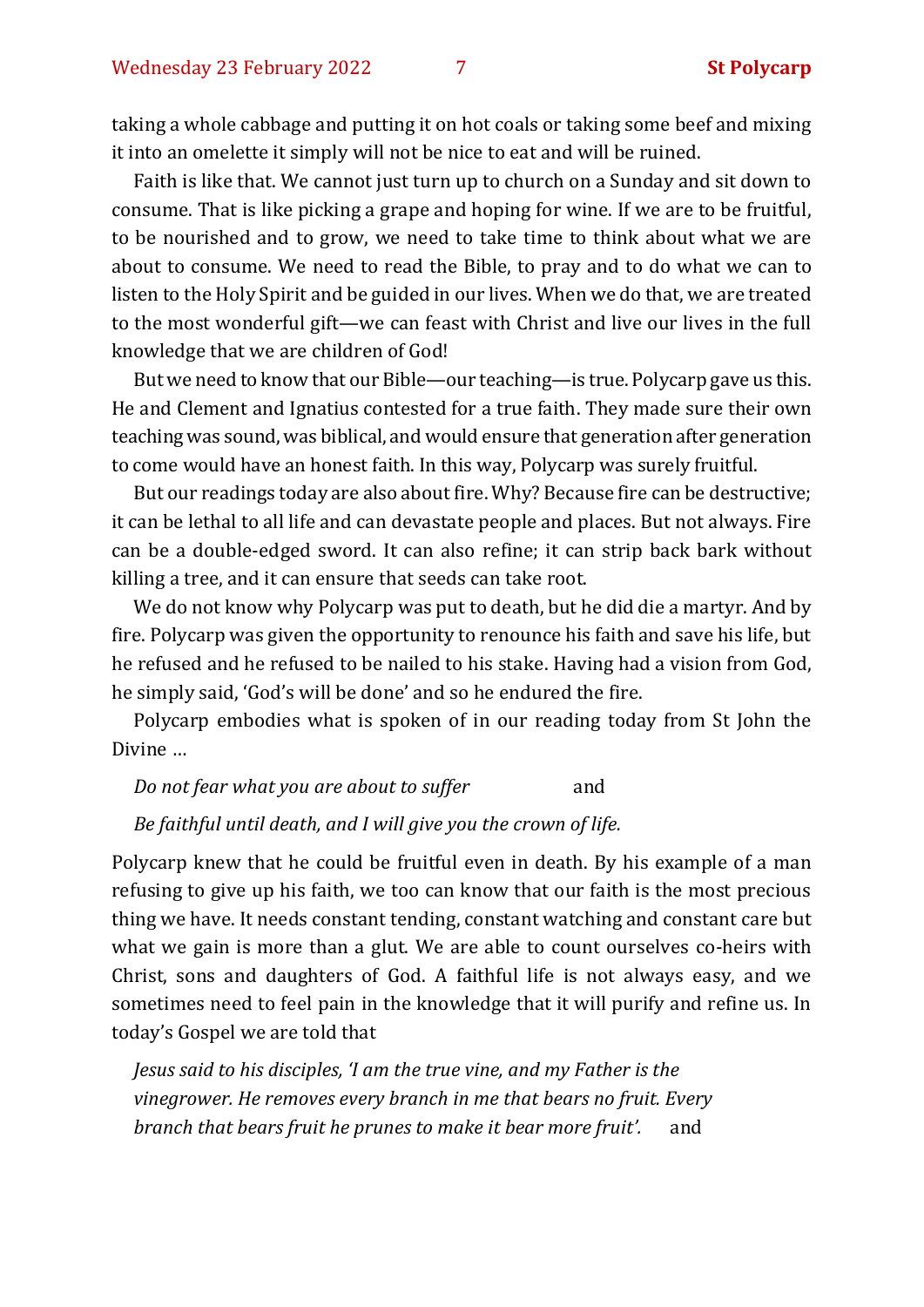taking a whole cabbage and putting it on hot coals or taking some beef and mixing it into an omelette it simply will not be nice to eat and will be ruined.

Faith is like that. We cannot just turn up to church on a Sunday and sit down to consume. That is like picking a grape and hoping for wine. If we are to be fruitful, to be nourished and to grow, we need to take time to think about what we are about to consume. We need to read the Bible, to pray and to do what we can to listen to the Holy Spirit and be guided in our lives. When we do that, we are treated to the most wonderful gift—we can feast with Christ and live our lives in the full knowledge that we are children of God!

But we need to know that our Bible—our teaching—is true. Polycarp gave us this. He and Clement and Ignatius contested for a true faith. They made sure their own teaching was sound, was biblical, and would ensure that generation after generation to come would have an honest faith. In this way, Polycarp was surely fruitful.

But our readings today are also about fire. Why? Because fire can be destructive; it can be lethal to all life and can devastate people and places. But not always. Fire can be a double-edged sword. It can also refine; it can strip back bark without killing a tree, and it can ensure that seeds can take root.

We do not know why Polycarp was put to death, but he did die a martyr. And by fire. Polycarp was given the opportunity to renounce his faith and save his life, but he refused and he refused to be nailed to his stake. Having had a vision from God, he simply said, 'God's will be done' and so he endured the fire.

Polycarp embodies what is spoken of in our reading today from St John the Divine …

*Do not fear what you are about to suffer* and

*Be faithful until death, and I will give you the crown of life.*

Polycarp knew that he could be fruitful even in death. By his example of a man refusing to give up his faith, we too can know that our faith is the most precious thing we have. It needs constant tending, constant watching and constant care but what we gain is more than a glut. We are able to count ourselves co-heirs with Christ, sons and daughters of God. A faithful life is not always easy, and we sometimes need to feel pain in the knowledge that it will purify and refine us. In today's Gospel we are told that

*Jesus said to his disciples, 'I am the true vine, and my Father is the vinegrower. He removes every branch in me that bears no fruit. Every branch that bears fruit he prunes to make it bear more fruit'.* and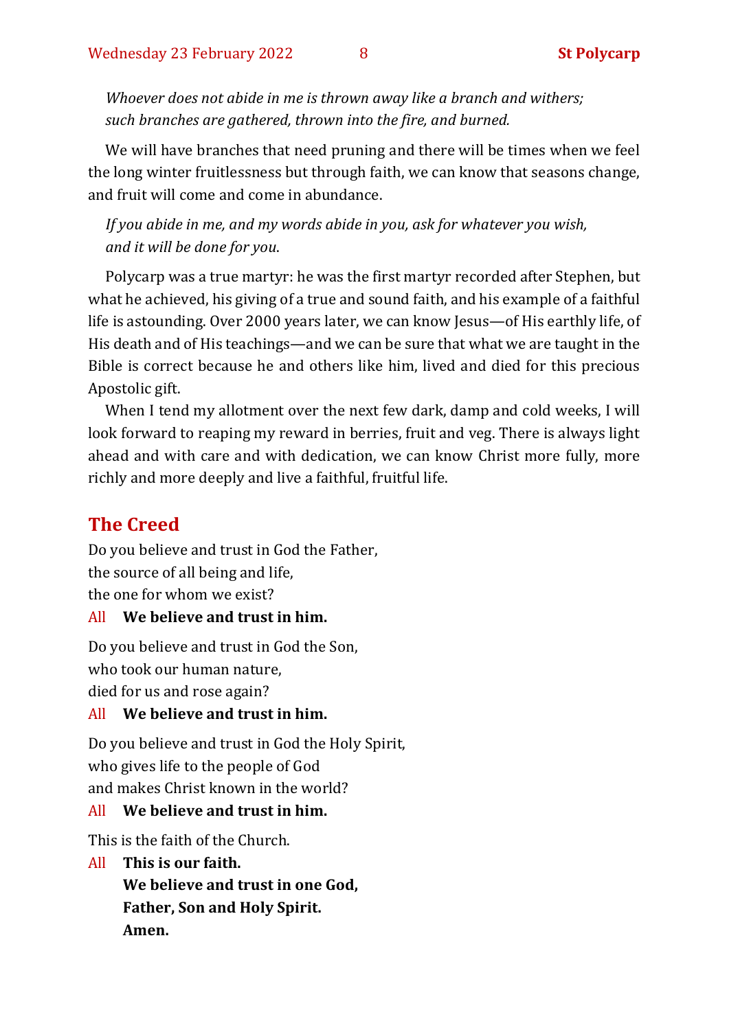*Whoever does not abide in me is thrown away like a branch and withers;*
*such branches are gathered, thrown into the fire, and burned.*

We will have branches that need pruning and there will be times when we feel the long winter fruitlessness but through faith, we can know that seasons change, and fruit will come and come in abundance.

*If you abide in me, and my words abide in you, ask for whatever you wish,*
*and it will be done for you.*

Polycarp was a true martyr: he was the first martyr recorded after Stephen, but what he achieved, his giving of a true and sound faith, and his example of a faithful life is astounding. Over 2000 years later, we can know Jesus—of His earthly life, of His death and of His teachings—and we can be sure that what we are taught in the Bible is correct because he and others like him, lived and died for this precious Apostolic gift.

When I tend my allotment over the next few dark, damp and cold weeks, I will look forward to reaping my reward in berries, fruit and veg. There is always light ahead and with care and with dedication, we can know Christ more fully, more richly and more deeply and live a faithful, fruitful life.

## The Creed

Do you believe and trust in God the Father,
the source of all being and life,
the one for whom we exist?

All **We believe and trust in him.**

Do you believe and trust in God the Son,
who took our human nature,
died for us and rose again?

All **We believe and trust in him.**

Do you believe and trust in God the Holy Spirit,
who gives life to the people of God
and makes Christ known in the world?

All **We believe and trust in him.**

This is the faith of the Church.

All **This is our faith.**
**We believe and trust in one God,**
**Father, Son and Holy Spirit.**
**Amen.**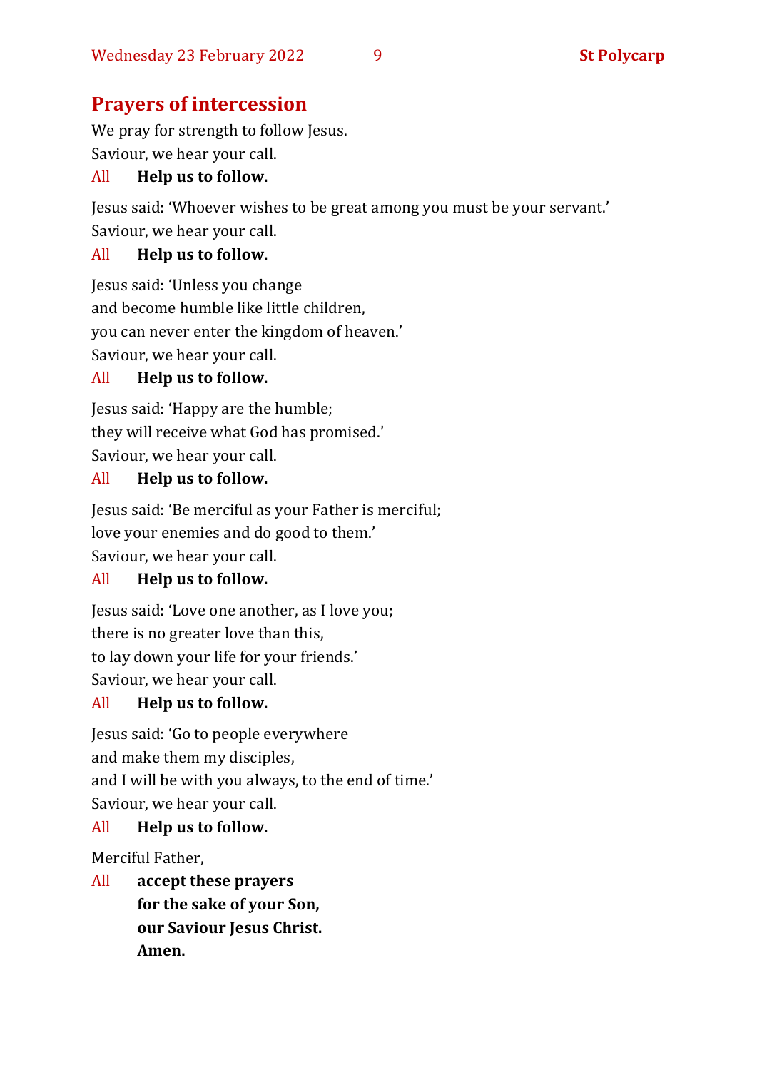## Prayers of intercession

We pray for strength to follow Jesus.
Saviour, we hear your call.

All **Help us to follow.**

Jesus said: 'Whoever wishes to be great among you must be your servant.'
Saviour, we hear your call.

All **Help us to follow.**

Jesus said: 'Unless you change
and become humble like little children,
you can never enter the kingdom of heaven.'
Saviour, we hear your call.

All **Help us to follow.**

Jesus said: 'Happy are the humble;
they will receive what God has promised.'
Saviour, we hear your call.

All **Help us to follow.**

Jesus said: 'Be merciful as your Father is merciful;
love your enemies and do good to them.'
Saviour, we hear your call.

All **Help us to follow.**

Jesus said: 'Love one another, as I love you;
there is no greater love than this,
to lay down your life for your friends.'
Saviour, we hear your call.

All **Help us to follow.**

Jesus said: 'Go to people everywhere
and make them my disciples,
and I will be with you always, to the end of time.'
Saviour, we hear your call.

All **Help us to follow.**

Merciful Father,

All **accept these prayers**
**for the sake of your Son,**
**our Saviour Jesus Christ.**
**Amen.**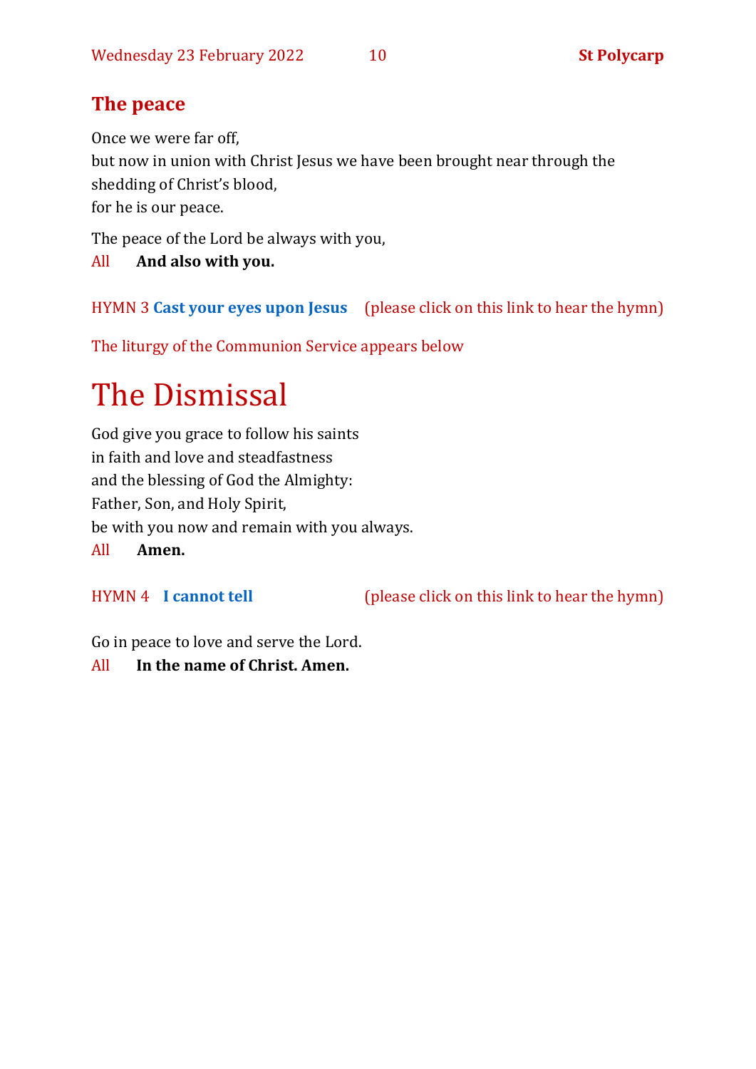## The peace

Once we were far off,
but now in union with Christ Jesus we have been brought near through the shedding of Christ's blood,
for he is our peace.

The peace of the Lord be always with you,
All **And also with you.**

HYMN 3 **Cast your eyes upon Jesus** (please click on this link to hear the hymn)

The liturgy of the Communion Service appears below

# The Dismissal

God give you grace to follow his saints
in faith and love and steadfastness
and the blessing of God the Almighty:
Father, Son, and Holy Spirit,
be with you now and remain with you always.
All **Amen.**

HYMN 4 **I cannot tell** (please click on this link to hear the hymn)

Go in peace to love and serve the Lord.
All **In the name of Christ. Amen.**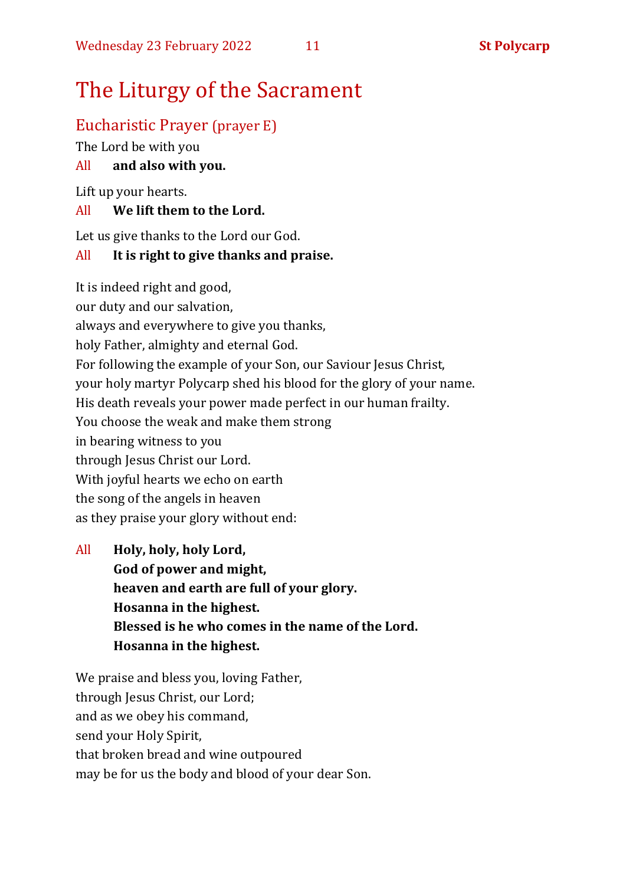# The Liturgy of the Sacrament

## Eucharistic Prayer (prayer E)

The Lord be with you

All **and also with you.**

Lift up your hearts.

All **We lift them to the Lord.**

Let us give thanks to the Lord our God.

All **It is right to give thanks and praise.**

It is indeed right and good,  
our duty and our salvation,  
always and everywhere to give you thanks,  
holy Father, almighty and eternal God.  
For following the example of your Son, our Saviour Jesus Christ,  
your holy martyr Polycarp shed his blood for the glory of your name.  
His death reveals your power made perfect in our human frailty.  
You choose the weak and make them strong  
in bearing witness to you  
through Jesus Christ our Lord.  
With joyful hearts we echo on earth  
the song of the angels in heaven  
as they praise your glory without end:

All **Holy, holy, holy Lord,**  
**God of power and might,**  
**heaven and earth are full of your glory.**  
**Hosanna in the highest.**  
**Blessed is he who comes in the name of the Lord.**  
**Hosanna in the highest.**

We praise and bless you, loving Father,  
through Jesus Christ, our Lord;  
and as we obey his command,  
send your Holy Spirit,  
that broken bread and wine outpoured  
may be for us the body and blood of your dear Son.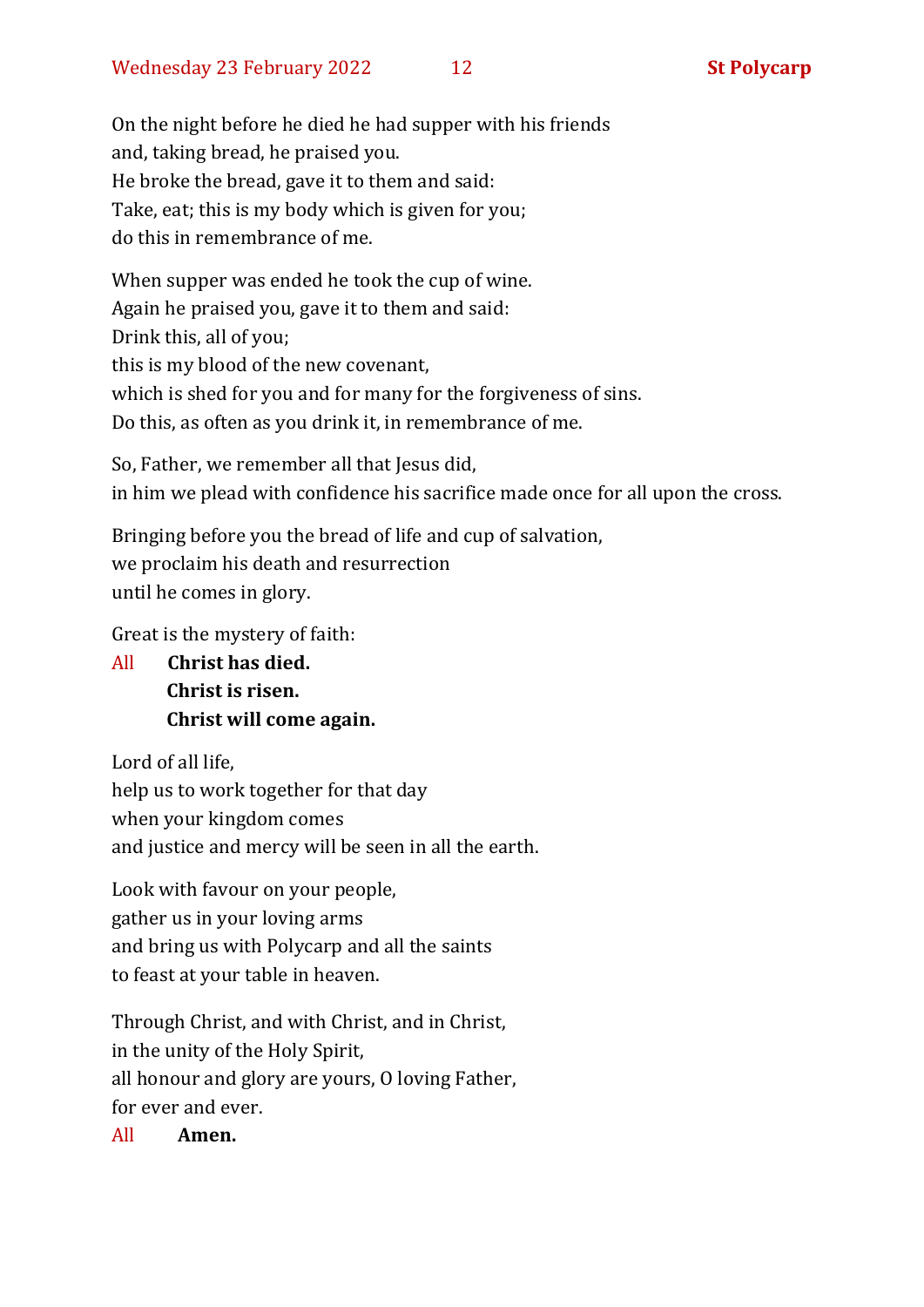On the night before he died he had supper with his friends
and, taking bread, he praised you.
He broke the bread, gave it to them and said:
Take, eat; this is my body which is given for you;
do this in remembrance of me.

When supper was ended he took the cup of wine.
Again he praised you, gave it to them and said:
Drink this, all of you;
this is my blood of the new covenant,
which is shed for you and for many for the forgiveness of sins.
Do this, as often as you drink it, in remembrance of me.

So, Father, we remember all that Jesus did,
in him we plead with confidence his sacrifice made once for all upon the cross.

Bringing before you the bread of life and cup of salvation,
we proclaim his death and resurrection
until he comes in glory.

Great is the mystery of faith:

All **Christ has died.**
**Christ is risen.**
**Christ will come again.**

Lord of all life,
help us to work together for that day
when your kingdom comes
and justice and mercy will be seen in all the earth.

Look with favour on your people,
gather us in your loving arms
and bring us with Polycarp and all the saints
to feast at your table in heaven.

Through Christ, and with Christ, and in Christ,
in the unity of the Holy Spirit,
all honour and glory are yours, O loving Father,
for ever and ever.

All **Amen.**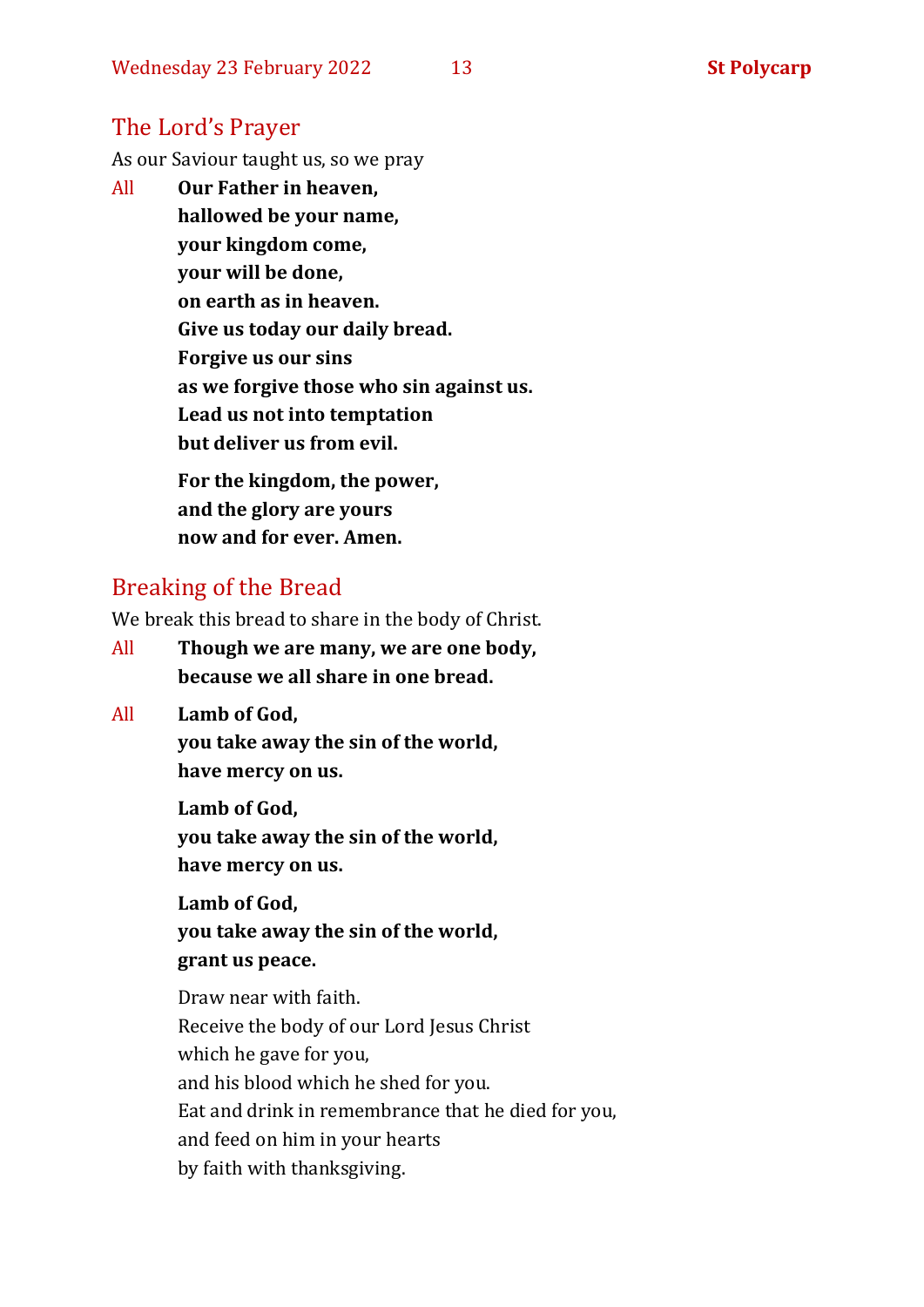## The Lord's Prayer

As our Saviour taught us, so we pray

All **Our Father in heaven,**
**hallowed be your name,**
**your kingdom come,**
**your will be done,**
**on earth as in heaven.**
**Give us today our daily bread.**
**Forgive us our sins**
**as we forgive those who sin against us.**
**Lead us not into temptation**
**but deliver us from evil.**

**For the kingdom, the power,**
**and the glory are yours**
**now and for ever. Amen.**

## Breaking of the Bread

We break this bread to share in the body of Christ.

All **Though we are many, we are one body,**
**because we all share in one bread.**

All **Lamb of God,**
**you take away the sin of the world,**
**have mercy on us.**

**Lamb of God,**
**you take away the sin of the world,**
**have mercy on us.**

**Lamb of God,**
**you take away the sin of the world,**
**grant us peace.**

Draw near with faith.
Receive the body of our Lord Jesus Christ
which he gave for you,
and his blood which he shed for you.
Eat and drink in remembrance that he died for you,
and feed on him in your hearts
by faith with thanksgiving.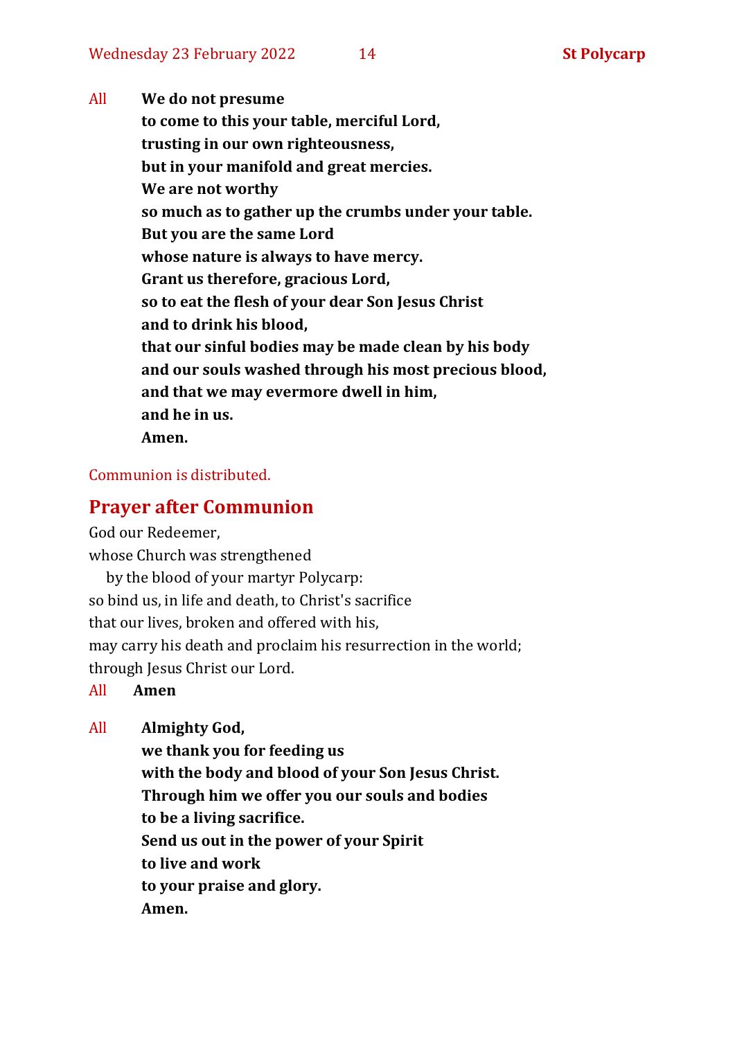All **We do not presume**
**to come to this your table, merciful Lord,**
**trusting in our own righteousness,**
**but in your manifold and great mercies.**
**We are not worthy**
**so much as to gather up the crumbs under your table.**
**But you are the same Lord**
**whose nature is always to have mercy.**
**Grant us therefore, gracious Lord,**
**so to eat the flesh of your dear Son Jesus Christ**
**and to drink his blood,**
**that our sinful bodies may be made clean by his body**
**and our souls washed through his most precious blood,**
**and that we may evermore dwell in him,**
**and he in us.**
**Amen.**

Communion is distributed.

## Prayer after Communion

God our Redeemer,
whose Church was strengthened
by the blood of your martyr Polycarp:
so bind us, in life and death, to Christ's sacrifice
that our lives, broken and offered with his,
may carry his death and proclaim his resurrection in the world;
through Jesus Christ our Lord.

All **Amen**

All **Almighty God,**
**we thank you for feeding us**
**with the body and blood of your Son Jesus Christ.**
**Through him we offer you our souls and bodies**
**to be a living sacrifice.**
**Send us out in the power of your Spirit**
**to live and work**
**to your praise and glory.**
**Amen.**